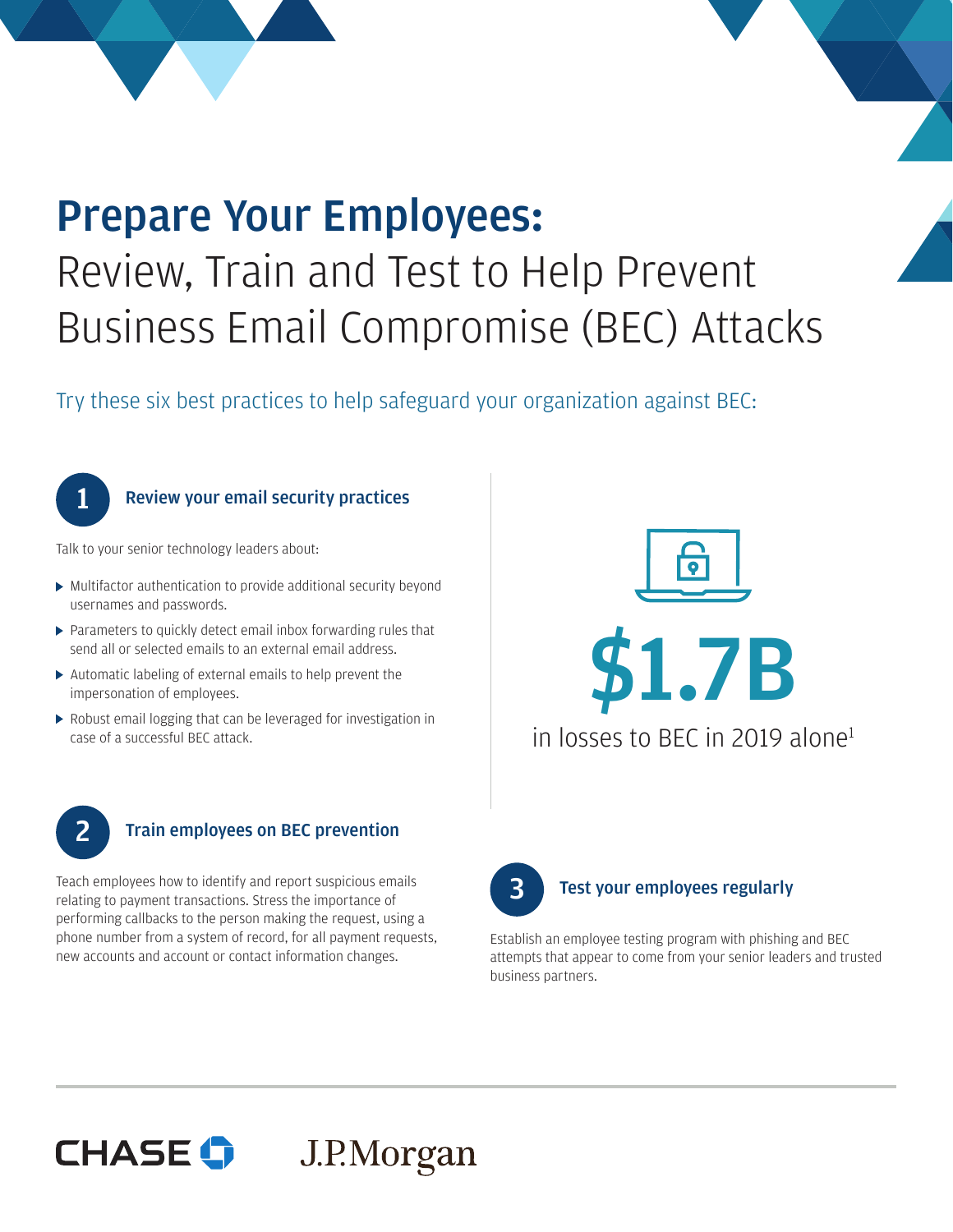# Prepare Your Employees:

## Review, Train and Test to Help Prevent Business Email Compromise (BEC) Attacks

Try these six best practices to help safeguard your organization against BEC:

### 1 Review your email security practices

Talk to your senior technology leaders about:

- Multifactor authentication to provide additional security beyond usernames and passwords.
- Parameters to quickly detect email inbox forwarding rules that send all or selected emails to an external email address.
- Automatic labeling of external emails to help prevent the impersonation of employees.
- Robust email logging that can be leveraged for investigation in case of a successful BEC attack.

**$1.7B**

in losses to BEC in 2019 alone[1]

### 2 Train employees on BEC prevention

Teach employees how to identify and report suspicious emails relating to payment transactions. Stress the importance of performing callbacks to the person making the request, using a phone number from a system of record, for all payment requests, new accounts and account or contact information changes.

### 3 Test your employees regularly

Establish an employee testing program with phishing and BEC attempts that appear to come from your senior leaders and trusted business partners.

CHASE J.P.Morgan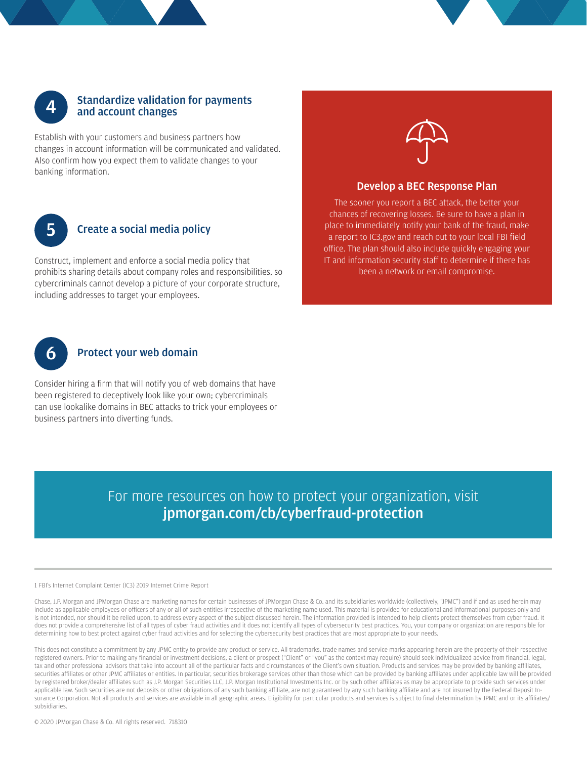## 4 Standardize validation for payments and account changes

Establish with your customers and business partners how changes in account information will be communicated and validated. Also confirm how you expect them to validate changes to your banking information.

## 5 Create a social media policy

Construct, implement and enforce a social media policy that prohibits sharing details about company roles and responsibilities, so cybercriminals cannot develop a picture of your corporate structure, including addresses to target your employees.

## 6 Protect your web domain

Consider hiring a firm that will notify you of web domains that have been registered to deceptively look like your own; cybercriminals can use lookalike domains in BEC attacks to trick your employees or business partners into diverting funds.

### Develop a BEC Response Plan

The sooner you report a BEC attack, the better your chances of recovering losses. Be sure to have a plan in place to immediately notify your bank of the fraud, make a report to IC3.gov and reach out to your local FBI field office. The plan should also include quickly engaging your IT and information security staff to determine if there has been a network or email compromise.

For more resources on how to protect your organization, visit **jpmorgan.com/cb/cyberfraud-protection**

---

1 FBI's Internet Complaint Center (IC3) 2019 Internet Crime Report

Chase, J.P. Morgan and JPMorgan Chase are marketing names for certain businesses of JPMorgan Chase & Co. and its subsidiaries worldwide (collectively, "JPMC") and if and as used herein may include as applicable employees or officers of any or all of such entities irrespective of the marketing name used. This material is provided for educational and informational purposes only and is not intended, nor should it be relied upon, to address every aspect of the subject discussed herein. The information provided is intended to help clients protect themselves from cyber fraud. It does not provide a comprehensive list of all types of cyber fraud activities and it does not identify all types of cybersecurity best practices. You, your company or organization are responsible for determining how to best protect against cyber fraud activities and for selecting the cybersecurity best practices that are most appropriate to your needs.

This does not constitute a commitment by any JPMC entity to provide any product or service. All trademarks, trade names and service marks appearing herein are the property of their respective registered owners. Prior to making any financial or investment decisions, a client or prospect ("Client" or "you" as the context may require) should seek individualized advice from financial, legal, tax and other professional advisors that take into account all of the particular facts and circumstances of the Client's own situation. Products and services may be provided by banking affiliates, securities affiliates or other JPMC affiliates or entities. In particular, securities brokerage services other than those which can be provided by banking affiliates under applicable law will be provided by registered broker/dealer affiliates such as J.P. Morgan Securities LLC, J.P. Morgan Institutional Investments Inc. or by such other affiliates as may be appropriate to provide such services under applicable law. Such securities are not deposits or other obligations of any such banking affiliate, are not guaranteed by any such banking affiliate and are not insured by the Federal Deposit Insurance Corporation. Not all products and services are available in all geographic areas. Eligibility for particular products and services is subject to final determination by JPMC and or its affiliates/subsidiaries.

© 2020 JPMorgan Chase & Co. All rights reserved. 718310